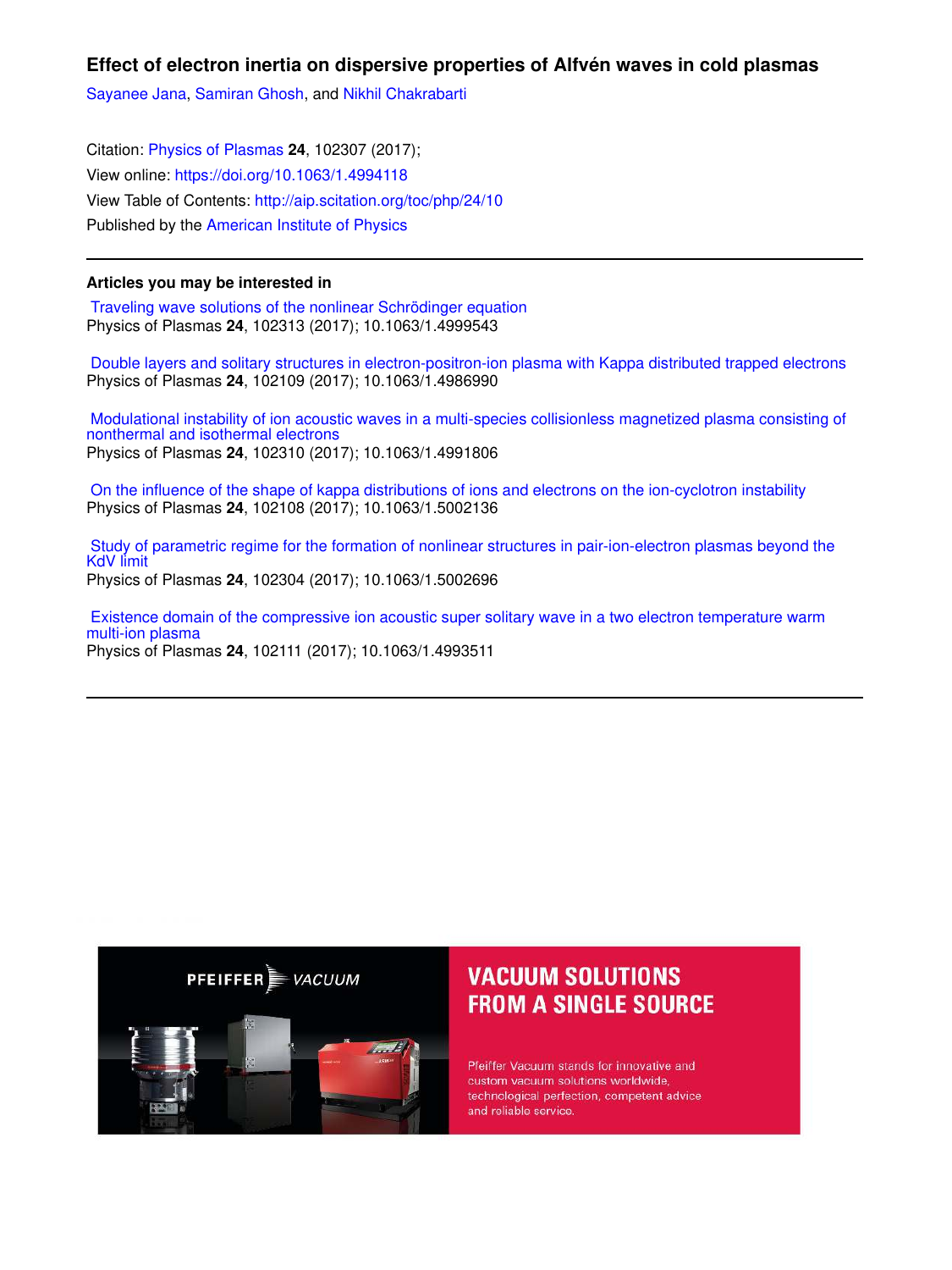# Effect of electron inertia on dispersive properties of Alfvén waves in cold plasmas

Sayanee Jana, Samiran Ghosh, and Nikhil Chakrabarti

Citation: Physics of Plasmas **24**, 102307 (2017);
View online: https://doi.org/10.1063/1.4994118
View Table of Contents: http://aip.scitation.org/toc/php/24/10
Published by the American Institute of Physics

---

## Articles you may be interested in

Traveling wave solutions of the nonlinear Schrödinger equation
Physics of Plasmas **24**, 102313 (2017); 10.1063/1.4999543

Double layers and solitary structures in electron-positron-ion plasma with Kappa distributed trapped electrons
Physics of Plasmas **24**, 102109 (2017); 10.1063/1.4986990

Modulational instability of ion acoustic waves in a multi-species collisionless magnetized plasma consisting of nonthermal and isothermal electrons
Physics of Plasmas **24**, 102310 (2017); 10.1063/1.4991806

On the influence of the shape of kappa distributions of ions and electrons on the ion-cyclotron instability
Physics of Plasmas **24**, 102108 (2017); 10.1063/1.5002136

Study of parametric regime for the formation of nonlinear structures in pair-ion-electron plasmas beyond the KdV limit
Physics of Plasmas **24**, 102304 (2017); 10.1063/1.5002696

Existence domain of the compressive ion acoustic super solitary wave in a two electron temperature warm multi-ion plasma
Physics of Plasmas **24**, 102111 (2017); 10.1063/1.4993511

---

PFEIFFER VACUUM

**VACUUM SOLUTIONS FROM A SINGLE SOURCE**

Pfeiffer Vacuum stands for innovative and custom vacuum solutions worldwide, technological perfection, competent advice and reliable service.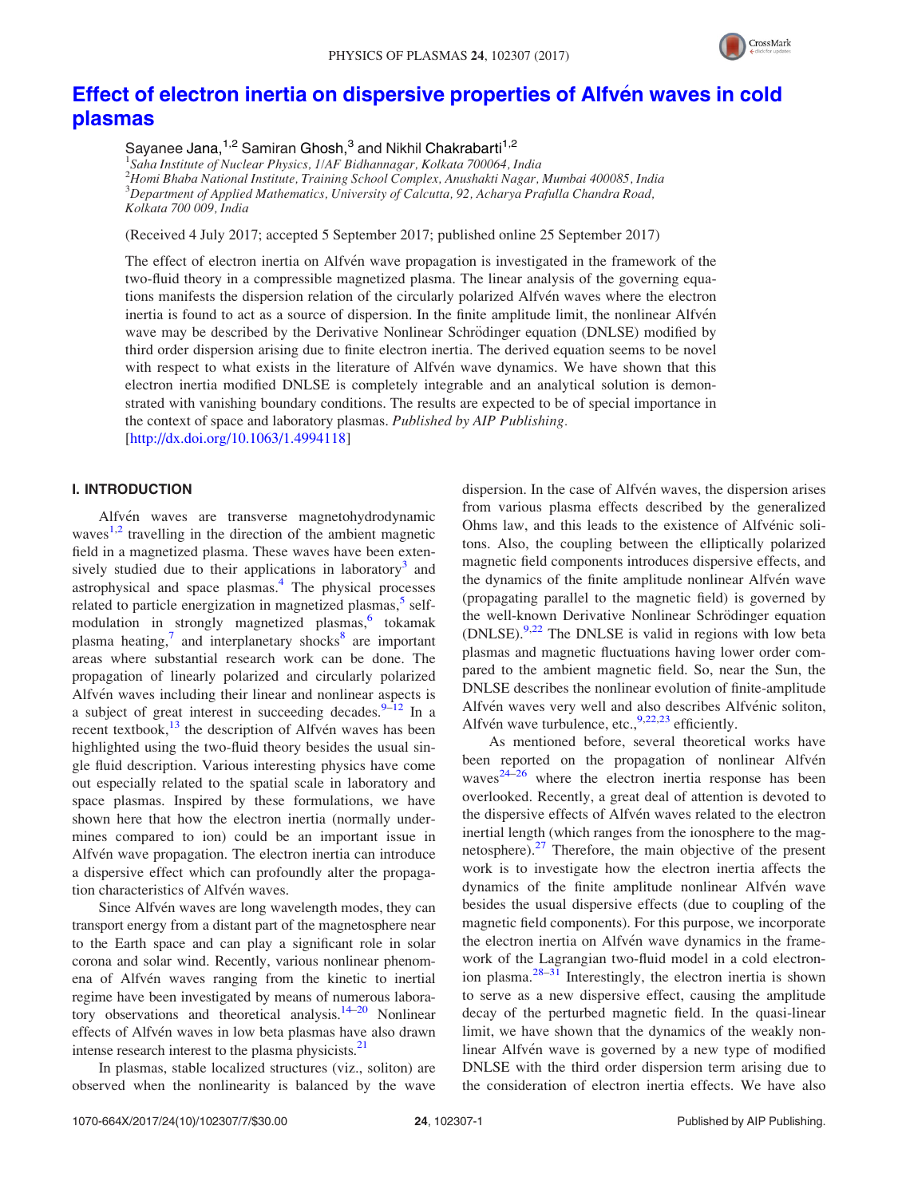# Effect of electron inertia on dispersive properties of Alfvén waves in cold plasmas

Sayanee Jana,[1,2] Samiran Ghosh,[3] and Nikhil Chakrabarti[1,2]

[1]Saha Institute of Nuclear Physics, 1/AF Bidhannagar, Kolkata 700064, India
[2]Homi Bhaba National Institute, Training School Complex, Anushakti Nagar, Mumbai 400085, India
[3]Department of Applied Mathematics, University of Calcutta, 92, Acharya Prafulla Chandra Road, Kolkata 700 009, India

(Received 4 July 2017; accepted 5 September 2017; published online 25 September 2017)

The effect of electron inertia on Alfvén wave propagation is investigated in the framework of the two-fluid theory in a compressible magnetized plasma. The linear analysis of the governing equations manifests the dispersion relation of the circularly polarized Alfvén waves where the electron inertia is found to act as a source of dispersion. In the finite amplitude limit, the nonlinear Alfvén wave may be described by the Derivative Nonlinear Schrödinger equation (DNLSE) modified by third order dispersion arising due to finite electron inertia. The derived equation seems to be novel with respect to what exists in the literature of Alfvén wave dynamics. We have shown that this electron inertia modified DNLSE is completely integrable and an analytical solution is demonstrated with vanishing boundary conditions. The results are expected to be of special importance in the context of space and laboratory plasmas. *Published by AIP Publishing.*
[http://dx.doi.org/10.1063/1.4994118]

## I. INTRODUCTION

Alfvén waves are transverse magnetohydrodynamic waves[1,2] travelling in the direction of the ambient magnetic field in a magnetized plasma. These waves have been extensively studied due to their applications in laboratory[3] and astrophysical and space plasmas.[4] The physical processes related to particle energization in magnetized plasmas,[5] self-modulation in strongly magnetized plasmas,[6] tokamak plasma heating,[7] and interplanetary shocks[8] are important areas where substantial research work can be done. The propagation of linearly polarized and circularly polarized Alfvén waves including their linear and nonlinear aspects is a subject of great interest in succeeding decades.[9–12] In a recent textbook,[13] the description of Alfvén waves has been highlighted using the two-fluid theory besides the usual single fluid description. Various interesting physics have come out especially related to the spatial scale in laboratory and space plasmas. Inspired by these formulations, we have shown here that how the electron inertia (normally undermines compared to ion) could be an important issue in Alfvén wave propagation. The electron inertia can introduce a dispersive effect which can profoundly alter the propagation characteristics of Alfvén waves.

Since Alfvén waves are long wavelength modes, they can transport energy from a distant part of the magnetosphere near to the Earth space and can play a significant role in solar corona and solar wind. Recently, various nonlinear phenomena of Alfvén waves ranging from the kinetic to inertial regime have been investigated by means of numerous laboratory observations and theoretical analysis.[14–20] Nonlinear effects of Alfvén waves in low beta plasmas have also drawn intense research interest to the plasma physicists.[21]

In plasmas, stable localized structures (viz., soliton) are observed when the nonlinearity is balanced by the wave dispersion. In the case of Alfvén waves, the dispersion arises from various plasma effects described by the generalized Ohms law, and this leads to the existence of Alfvénic solitons. Also, the coupling between the elliptically polarized magnetic field components introduces dispersive effects, and the dynamics of the finite amplitude nonlinear Alfvén wave (propagating parallel to the magnetic field) is governed by the well-known Derivative Nonlinear Schrödinger equation (DNLSE).[9,22] The DNLSE is valid in regions with low beta plasmas and magnetic fluctuations having lower order compared to the ambient magnetic field. So, near the Sun, the DNLSE describes the nonlinear evolution of finite-amplitude Alfvén waves very well and also describes Alfvénic soliton, Alfvén wave turbulence, etc.,[9,22,23] efficiently.

As mentioned before, several theoretical works have been reported on the propagation of nonlinear Alfvén waves[24–26] where the electron inertia response has been overlooked. Recently, a great deal of attention is devoted to the dispersive effects of Alfvén waves related to the electron inertial length (which ranges from the ionosphere to the magnetosphere).[27] Therefore, the main objective of the present work is to investigate how the electron inertia affects the dynamics of the finite amplitude nonlinear Alfvén wave besides the usual dispersive effects (due to coupling of the magnetic field components). For this purpose, we incorporate the electron inertia on Alfvén wave dynamics in the framework of the Lagrangian two-fluid model in a cold electron-ion plasma.[28–31] Interestingly, the electron inertia is shown to serve as a new dispersive effect, causing the amplitude decay of the perturbed magnetic field. In the quasi-linear limit, we have shown that the dynamics of the weakly nonlinear Alfvén wave is governed by a new type of modified DNLSE with the third order dispersion term arising due to the consideration of electron inertia effects. We have also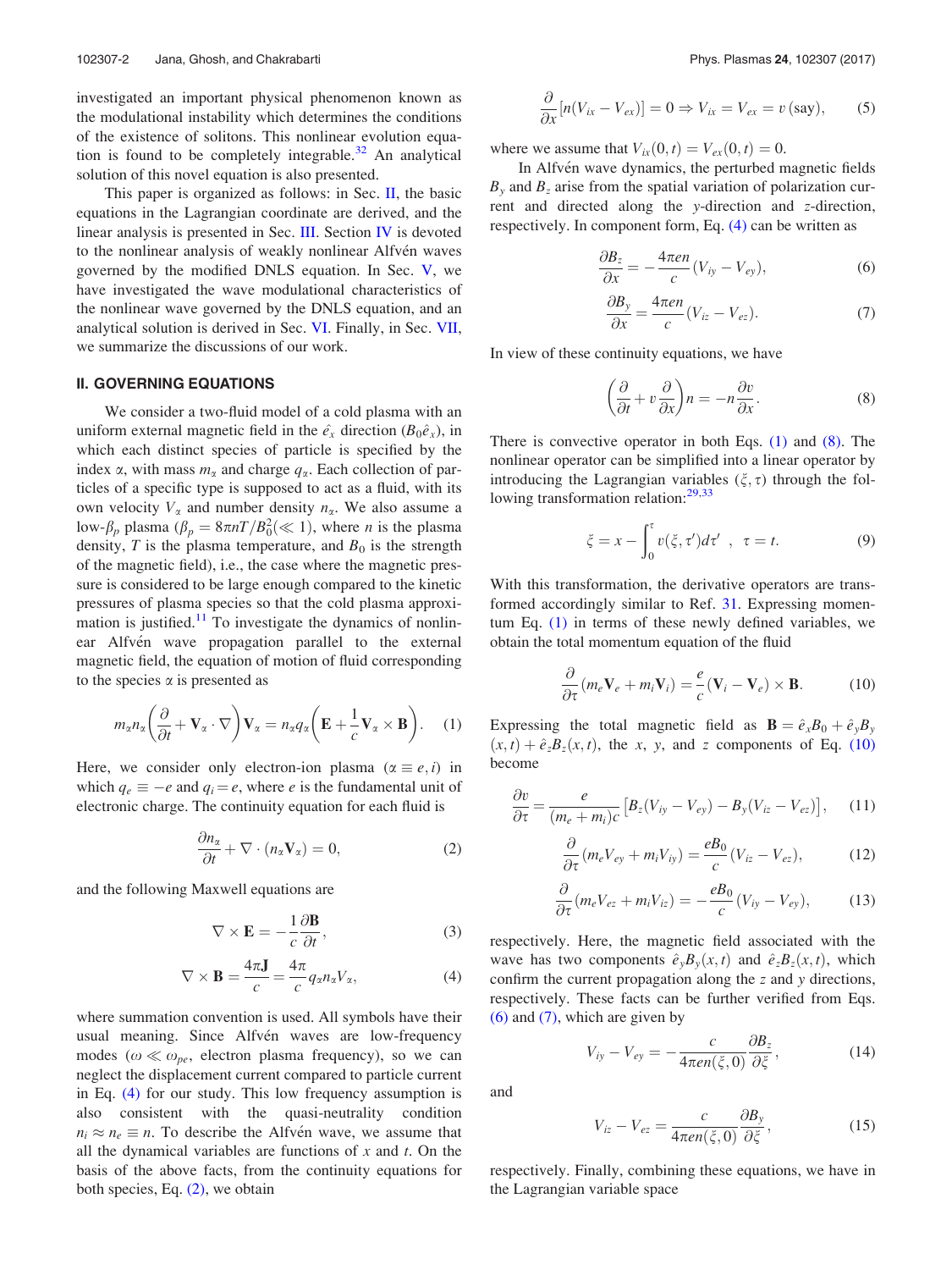investigated an important physical phenomenon known as the modulational instability which determines the conditions of the existence of solitons. This nonlinear evolution equation is found to be completely integrable.[32] An analytical solution of this novel equation is also presented.

This paper is organized as follows: in Sec. II, the basic equations in the Lagrangian coordinate are derived, and the linear analysis is presented in Sec. III. Section IV is devoted to the nonlinear analysis of weakly nonlinear Alfvén waves governed by the modified DNLS equation. In Sec. V, we have investigated the wave modulational characteristics of the nonlinear wave governed by the DNLS equation, and an analytical solution is derived in Sec. VI. Finally, in Sec. VII, we summarize the discussions of our work.

## II. GOVERNING EQUATIONS

We consider a two-fluid model of a cold plasma with an uniform external magnetic field in the $\hat{e}_x$ direction ($B_0\hat{e}_x$), in which each distinct species of particle is specified by the index $\alpha$, with mass $m_\alpha$ and charge $q_\alpha$. Each collection of particles of a specific type is supposed to act as a fluid, with its own velocity $V_\alpha$ and number density $n_\alpha$. We also assume a low-$\beta_p$ plasma ($\beta_p = 8\pi nT/B_0^2 (\ll 1)$, where $n$ is the plasma density, $T$ is the plasma temperature, and $B_0$ is the strength of the magnetic field), i.e., the case where the magnetic pressure is considered to be large enough compared to the kinetic pressures of plasma species so that the cold plasma approximation is justified.[11] To investigate the dynamics of nonlinear Alfvén wave propagation parallel to the external magnetic field, the equation of motion of fluid corresponding to the species $\alpha$ is presented as

$$m_\alpha n_\alpha\left(\frac{\partial}{\partial t} + \mathbf{V}_\alpha \cdot \nabla\right)\mathbf{V}_\alpha = n_\alpha q_\alpha\left(\mathbf{E} + \frac{1}{c}\mathbf{V}_\alpha \times \mathbf{B}\right). \tag{1}$$

Here, we consider only electron-ion plasma ($\alpha \equiv e, i$) in which $q_e \equiv -e$ and $q_i = e$, where $e$ is the fundamental unit of electronic charge. The continuity equation for each fluid is

$$\frac{\partial n_\alpha}{\partial t} + \nabla \cdot (n_\alpha \mathbf{V}_\alpha) = 0, \tag{2}$$

and the following Maxwell equations are

$$\nabla \times \mathbf{E} = -\frac{1}{c}\frac{\partial \mathbf{B}}{\partial t}, \tag{3}$$

$$\nabla \times \mathbf{B} = \frac{4\pi \mathbf{J}}{c} = \frac{4\pi}{c} q_\alpha n_\alpha V_\alpha, \tag{4}$$

where summation convention is used. All symbols have their usual meaning. Since Alfvén waves are low-frequency modes ($\omega \ll \omega_{pe}$, electron plasma frequency), so we can neglect the displacement current compared to particle current in Eq. (4) for our study. This low frequency assumption is also consistent with the quasi-neutrality condition $n_i \approx n_e \equiv n$. To describe the Alfvén wave, we assume that all the dynamical variables are functions of $x$ and $t$. On the basis of the above facts, from the continuity equations for both species, Eq. (2), we obtain

$$\frac{\partial}{\partial x}[n(V_{ix} - V_{ex})] = 0 \Rightarrow V_{ix} = V_{ex} = v \text{ (say)}, \tag{5}$$

where we assume that $V_{ix}(0,t) = V_{ex}(0,t) = 0$.

In Alfvén wave dynamics, the perturbed magnetic fields $B_y$ and $B_z$ arise from the spatial variation of polarization current and directed along the $y$-direction and $z$-direction, respectively. In component form, Eq. (4) can be written as

$$\frac{\partial B_z}{\partial x} = -\frac{4\pi en}{c}(V_{iy} - V_{ey}), \tag{6}$$

$$\frac{\partial B_y}{\partial x} = \frac{4\pi en}{c}(V_{iz} - V_{ez}). \tag{7}$$

In view of these continuity equations, we have

$$\left(\frac{\partial}{\partial t} + v\frac{\partial}{\partial x}\right)n = -n\frac{\partial v}{\partial x}. \tag{8}$$

There is convective operator in both Eqs. (1) and (8). The nonlinear operator can be simplified into a linear operator by introducing the Lagrangian variables $(\xi, \tau)$ through the following transformation relation:[29,33]

$$\xi = x - \int_0^\tau v(\xi, \tau')d\tau' \ , \ \tau = t. \tag{9}$$

With this transformation, the derivative operators are transformed accordingly similar to Ref. 31. Expressing momentum Eq. (1) in terms of these newly defined variables, we obtain the total momentum equation of the fluid

$$\frac{\partial}{\partial \tau}(m_e\mathbf{V}_e + m_i\mathbf{V}_i) = \frac{e}{c}(\mathbf{V}_i - \mathbf{V}_e) \times \mathbf{B}. \tag{10}$$

Expressing the total magnetic field as $\mathbf{B} = \hat{e}_x B_0 + \hat{e}_y B_y(x,t) + \hat{e}_z B_z(x,t)$, the $x$, $y$, and $z$ components of Eq. (10) become

$$\frac{\partial v}{\partial \tau} = \frac{e}{(m_e + m_i)c}\left[B_z(V_{iy} - V_{ey}) - B_y(V_{iz} - V_{ez})\right], \tag{11}$$

$$\frac{\partial}{\partial \tau}(m_e V_{ey} + m_i V_{iy}) = \frac{eB_0}{c}(V_{iz} - V_{ez}), \tag{12}$$

$$\frac{\partial}{\partial \tau}(m_e V_{ez} + m_i V_{iz}) = -\frac{eB_0}{c}(V_{iy} - V_{ey}), \tag{13}$$

respectively. Here, the magnetic field associated with the wave has two components $\hat{e}_y B_y(x,t)$ and $\hat{e}_z B_z(x,t)$, which confirm the current propagation along the $z$ and $y$ directions, respectively. These facts can be further verified from Eqs. (6) and (7), which are given by

$$V_{iy} - V_{ey} = -\frac{c}{4\pi en(\xi, 0)}\frac{\partial B_z}{\partial \xi}, \tag{14}$$

and

$$V_{iz} - V_{ez} = \frac{c}{4\pi en(\xi, 0)}\frac{\partial B_y}{\partial \xi}, \tag{15}$$

respectively. Finally, combining these equations, we have in the Lagrangian variable space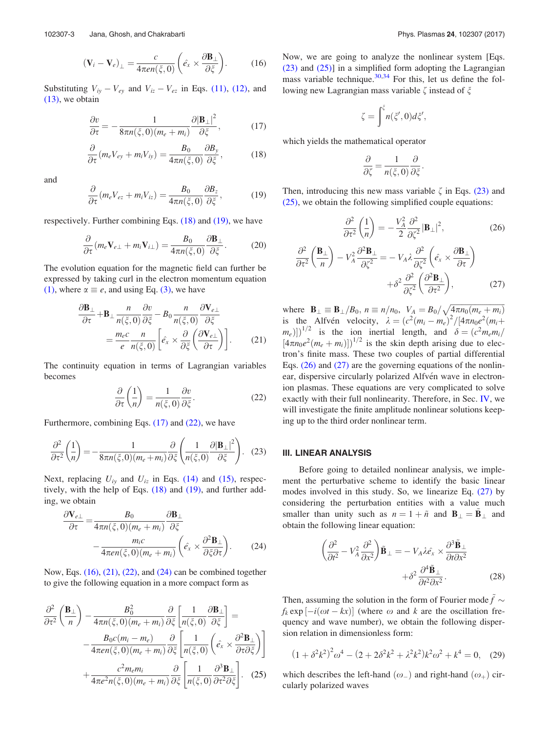$$(\mathbf{V}_i - \mathbf{V}_e)_\perp = \frac{c}{4\pi e n(\xi,0)}\left(\hat{e}_x \times \frac{\partial \mathbf{B}_\perp}{\partial \xi}\right). \tag{16}$$

Substituting $V_{iy} - V_{ey}$ and $V_{iz} - V_{ez}$ in Eqs. (11), (12), and (13), we obtain

$$\frac{\partial v}{\partial \tau} = -\frac{1}{8\pi n(\xi,0)(m_e+m_i)}\frac{\partial |\mathbf{B}_\perp|^2}{\partial \xi}, \tag{17}$$

$$\frac{\partial}{\partial \tau}(m_e V_{ey} + m_i V_{iy}) = \frac{B_0}{4\pi n(\xi,0)}\frac{\partial B_y}{\partial \xi}, \tag{18}$$

and

$$\frac{\partial}{\partial \tau}(m_e V_{ez} + m_i V_{iz}) = \frac{B_0}{4\pi n(\xi,0)}\frac{\partial B_z}{\partial \xi}, \tag{19}$$

respectively. Further combining Eqs. (18) and (19), we have

$$\frac{\partial}{\partial \tau}(m_e \mathbf{V}_{e\perp} + m_i \mathbf{V}_{i\perp}) = \frac{B_0}{4\pi n(\xi,0)}\frac{\partial \mathbf{B}_\perp}{\partial \xi}. \tag{20}$$

The evolution equation for the magnetic field can further be expressed by taking curl in the electron momentum equation (1), where $\alpha \equiv e$, and using Eq. (3), we have

$$\frac{\partial \mathbf{B}_\perp}{\partial \tau} + \mathbf{B}_\perp \frac{n}{n(\xi,0)}\frac{\partial v}{\partial \xi} - B_0 \frac{n}{n(\xi,0)}\frac{\partial \mathbf{V}_{e\perp}}{\partial \xi} = \frac{m_e c}{e}\frac{n}{n(\xi,0)}\left[\hat{e}_x \times \frac{\partial}{\partial \xi}\left(\frac{\partial \mathbf{V}_{e\perp}}{\partial \tau}\right)\right]. \tag{21}$$

The continuity equation in terms of Lagrangian variables becomes

$$\frac{\partial}{\partial \tau}\left(\frac{1}{n}\right) = \frac{1}{n(\xi,0)}\frac{\partial v}{\partial \xi}. \tag{22}$$

Furthermore, combining Eqs. (17) and (22), we have

$$\frac{\partial^2}{\partial \tau^2}\left(\frac{1}{n}\right) = -\frac{1}{8\pi n(\xi,0)(m_e+m_i)}\frac{\partial}{\partial \xi}\left(\frac{1}{n(\xi,0)}\frac{\partial |\mathbf{B}_\perp|^2}{\partial \xi}\right). \tag{23}$$

Next, replacing $U_{iy}$ and $U_{iz}$ in Eqs. (14) and (15), respectively, with the help of Eqs. (18) and (19), and further adding, we obtain

$$\frac{\partial \mathbf{V}_{e\perp}}{\partial \tau} = \frac{B_0}{4\pi n(\xi,0)(m_e+m_i)}\frac{\partial \mathbf{B}_\perp}{\partial \xi} - \frac{m_i c}{4\pi e n(\xi,0)(m_e+m_i)}\left(\hat{e}_x \times \frac{\partial^2 \mathbf{B}_\perp}{\partial \xi \partial \tau}\right). \tag{24}$$

Now, Eqs. (16), (21), (22), and (24) can be combined together to give the following equation in a more compact form as

$$\frac{\partial^2}{\partial \tau^2}\left(\frac{\mathbf{B}_\perp}{n}\right) - \frac{B_0^2}{4\pi n(\xi,0)(m_e+m_i)}\frac{\partial}{\partial \xi}\left[\frac{1}{n(\xi,0)}\frac{\partial \mathbf{B}_\perp}{\partial \xi}\right] = -\frac{B_0 c(m_i-m_e)}{4\pi e n(\xi,0)(m_e+m_i)}\frac{\partial}{\partial \xi}\left[\frac{1}{n(\xi,0)}\left(\hat{e}_x \times \frac{\partial^2 \mathbf{B}_\perp}{\partial \tau \partial \xi}\right)\right] + \frac{c^2 m_e m_i}{4\pi e^2 n(\xi,0)(m_e+m_i)}\frac{\partial}{\partial \xi}\left[\frac{1}{n(\xi,0)}\frac{\partial^3 \mathbf{B}_\perp}{\partial \tau^2 \partial \xi}\right]. \tag{25}$$

Now, we are going to analyze the nonlinear system [Eqs. (23) and (25)] in a simplified form adopting the Lagrangian mass variable technique.[30,34] For this, let us define the following new Lagrangian mass variable $\zeta$ instead of $\xi$

$$\zeta = \int^{\xi} n(\xi',0)d\xi',$$

which yields the mathematical operator

$$\frac{\partial}{\partial \zeta} = \frac{1}{n(\xi,0)}\frac{\partial}{\partial \xi}.$$

Then, introducing this new mass variable $\zeta$ in Eqs. (23) and (25), we obtain the following simplified couple equations:

$$\frac{\partial^2}{\partial \tau^2}\left(\frac{1}{n}\right) = -\frac{V_A^2}{2}\frac{\partial^2}{\partial \zeta^2}|\mathbf{B}_\perp|^2, \tag{26}$$

$$\frac{\partial^2}{\partial \tau^2}\left(\frac{\mathbf{B}_\perp}{n}\right) - V_A^2\frac{\partial^2 \mathbf{B}_\perp}{\partial \zeta^2} = -V_A \lambda \frac{\partial^2}{\partial \zeta^2}\left(\hat{e}_x \times \frac{\partial \mathbf{B}_\perp}{\partial \tau}\right) + \delta^2 \frac{\partial^2}{\partial \zeta^2}\left(\frac{\partial^2 \mathbf{B}_\perp}{\partial \tau^2}\right), \tag{27}$$

where $\mathbf{B}_\perp \equiv \mathbf{B}_\perp/B_0$, $n \equiv n/n_0$, $V_A = B_0/\sqrt{4\pi n_0(m_e+m_i)}$ is the Alfvén velocity, $\lambda = (c^2(m_i-m_e)^2/[4\pi n_0 e^2(m_i+m_e)])^{1/2}$ is the ion inertial length, and $\delta = (c^2 m_e m_i/[4\pi n_0 e^2(m_e+m_i)])^{1/2}$ is the skin depth arising due to electron's finite mass. These two couples of partial differential Eqs. (26) and (27) are the governing equations of the nonlinear, dispersive circularly polarized Alfvén wave in electron-ion plasmas. These equations are very complicated to solve exactly with their full nonlinearity. Therefore, in Sec. IV, we will investigate the finite amplitude nonlinear solutions keeping up to the third order nonlinear term.

## III. LINEAR ANALYSIS

Before going to detailed nonlinear analysis, we implement the perturbative scheme to identify the basic linear modes involved in this study. So, we linearize Eq. (27) by considering the perturbation entities with a value much smaller than unity such as $n = 1 + \tilde{n}$ and $\mathbf{B}_\perp = \tilde{\mathbf{B}}_\perp$ and obtain the following linear equation:

$$\left(\frac{\partial^2}{\partial t^2} - V_A^2\frac{\partial^2}{\partial x^2}\right)\tilde{\mathbf{B}}_\perp = -V_A \lambda \hat{e}_x \times \frac{\partial^3 \tilde{\mathbf{B}}_\perp}{\partial t \partial x^2} + \delta^2 \frac{\partial^4 \tilde{\mathbf{B}}_\perp}{\partial t^2 \partial x^2}. \tag{28}$$

Then, assuming the solution in the form of Fourier mode $\tilde{f} \sim f_k \exp[-i(\omega t - kx)]$ (where $\omega$ and $k$ are the oscillation frequency and wave number), we obtain the following dispersion relation in dimensionless form:

$$(1+\delta^2 k^2)^2 \omega^4 - (2 + 2\delta^2 k^2 + \lambda^2 k^2)k^2\omega^2 + k^4 = 0, \tag{29}$$

which describes the left-hand ($\omega_-$) and right-hand ($\omega_+$) circularly polarized waves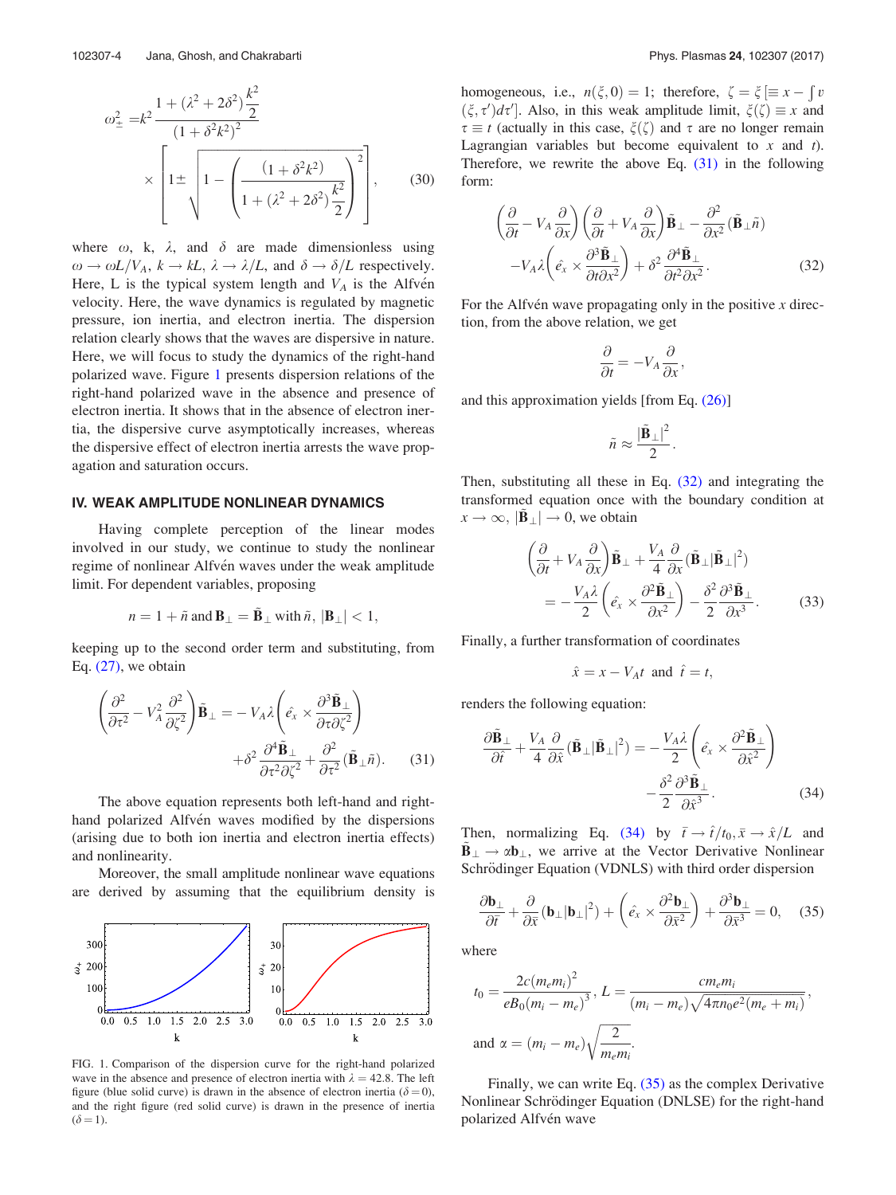$$\omega_{\pm}^2 = k^2 \frac{1+(\lambda^2+2\delta^2)\dfrac{k^2}{2}}{(1+\delta^2k^2)^2} \times \left[1 \pm \sqrt{1-\left(\frac{(1+\delta^2k^2)}{1+(\lambda^2+2\delta^2)\dfrac{k^2}{2}}\right)^2}\right], \tag{30}$$

where $\omega$, k, $\lambda$, and $\delta$ are made dimensionless using $\omega \to \omega L/V_A$, $k \to kL$, $\lambda \to \lambda/L$, and $\delta \to \delta/L$ respectively. Here, L is the typical system length and $V_A$ is the Alfvén velocity. Here, the wave dynamics is regulated by magnetic pressure, ion inertia, and electron inertia. The dispersion relation clearly shows that the waves are dispersive in nature. Here, we will focus to study the dynamics of the right-hand polarized wave. Figure 1 presents dispersion relations of the right-hand polarized wave in the absence and presence of electron inertia. It shows that in the absence of electron inertia, the dispersive curve asymptotically increases, whereas the dispersive effect of electron inertia arrests the wave propagation and saturation occurs.

FIG. 1. Comparison of the dispersion curve for the right-hand polarized wave in the absence and presence of electron inertia with $\lambda = 42.8$. The left figure (blue solid curve) is drawn in the absence of electron inertia ($\delta = 0$), and the right figure (red solid curve) is drawn in the presence of inertia ($\delta = 1$).

## IV. WEAK AMPLITUDE NONLINEAR DYNAMICS

Having complete perception of the linear modes involved in our study, we continue to study the nonlinear regime of nonlinear Alfvén waves under the weak amplitude limit. For dependent variables, proposing

$$n = 1 + \tilde{n} \text{ and } \mathbf{B}_\perp = \tilde{\mathbf{B}}_\perp \text{ with } \tilde{n}, |\mathbf{B}_\perp| < 1,$$

keeping up to the second order term and substituting, from Eq. (27), we obtain

$$\left(\frac{\partial^2}{\partial\tau^2} - V_A^2\frac{\partial^2}{\partial\zeta^2}\right)\tilde{\mathbf{B}}_\perp = -V_A\lambda\left(\hat{e_x}\times\frac{\partial^3\tilde{\mathbf{B}}_\perp}{\partial\tau\partial\zeta^2}\right) + \delta^2\frac{\partial^4\tilde{\mathbf{B}}_\perp}{\partial\tau^2\partial\zeta^2} + \frac{\partial^2}{\partial\tau^2}(\tilde{\mathbf{B}}_\perp\tilde{n}). \tag{31}$$

The above equation represents both left-hand and right-hand polarized Alfvén waves modified by the dispersions (arising due to both ion inertia and electron inertia effects) and nonlinearity.

Moreover, the small amplitude nonlinear wave equations are derived by assuming that the equilibrium density is homogeneous, i.e., $n(\xi, 0) = 1$; therefore, $\zeta = \xi\,[\equiv x - \int v(\xi, \tau')d\tau']$. Also, in this weak amplitude limit, $\xi(\zeta) \equiv x$ and $\tau \equiv t$ (actually in this case, $\xi(\zeta)$ and $\tau$ are no longer remain Lagrangian variables but become equivalent to $x$ and $t$). Therefore, we rewrite the above Eq. (31) in the following form:

$$\left(\frac{\partial}{\partial t} - V_A\frac{\partial}{\partial x}\right)\left(\frac{\partial}{\partial t} + V_A\frac{\partial}{\partial x}\right)\tilde{\mathbf{B}}_\perp - \frac{\partial^2}{\partial x^2}(\tilde{\mathbf{B}}_\perp\tilde{n}) - V_A\lambda\left(\hat{e_x}\times\frac{\partial^3\tilde{\mathbf{B}}_\perp}{\partial t\partial x^2}\right) + \delta^2\frac{\partial^4\tilde{\mathbf{B}}_\perp}{\partial t^2\partial x^2}. \tag{32}$$

For the Alfvén wave propagating only in the positive $x$ direction, from the above relation, we get

$$\frac{\partial}{\partial t} = -V_A\frac{\partial}{\partial x},$$

and this approximation yields [from Eq. (26)]

$$\tilde{n} \approx \frac{|\tilde{\mathbf{B}}_\perp|^2}{2}.$$

Then, substituting all these in Eq. (32) and integrating the transformed equation once with the boundary condition at $x \to \infty$, $|\tilde{\mathbf{B}}_\perp| \to 0$, we obtain

$$\left(\frac{\partial}{\partial t} + V_A\frac{\partial}{\partial x}\right)\tilde{\mathbf{B}}_\perp + \frac{V_A}{4}\frac{\partial}{\partial x}(\tilde{\mathbf{B}}_\perp|\tilde{\mathbf{B}}_\perp|^2) = -\frac{V_A\lambda}{2}\left(\hat{e_x}\times\frac{\partial^2\tilde{\mathbf{B}}_\perp}{\partial x^2}\right) - \frac{\delta^2}{2}\frac{\partial^3\tilde{\mathbf{B}}_\perp}{\partial x^3}. \tag{33}$$

Finally, a further transformation of coordinates

$$\hat{x} = x - V_A t \text{ and } \hat{t} = t,$$

renders the following equation:

$$\frac{\partial\tilde{\mathbf{B}}_\perp}{\partial\hat{t}} + \frac{V_A}{4}\frac{\partial}{\partial\hat{x}}(\tilde{\mathbf{B}}_\perp|\tilde{\mathbf{B}}_\perp|^2) = -\frac{V_A\lambda}{2}\left(\hat{e_x}\times\frac{\partial^2\tilde{\mathbf{B}}_\perp}{\partial\hat{x}^2}\right) - \frac{\delta^2}{2}\frac{\partial^3\tilde{\mathbf{B}}_\perp}{\partial\hat{x}^3}. \tag{34}$$

Then, normalizing Eq. (34) by $\bar{t} \to \hat{t}/t_0, \bar{x} \to \hat{x}/L$ and $\tilde{\mathbf{B}}_\perp \to \alpha\mathbf{b}_\perp$, we arrive at the Vector Derivative Nonlinear Schrödinger Equation (VDNLS) with third order dispersion

$$\frac{\partial\mathbf{b}_\perp}{\partial\bar{t}} + \frac{\partial}{\partial\bar{x}}(\mathbf{b}_\perp|\mathbf{b}_\perp|^2) + \left(\hat{e_x}\times\frac{\partial^2\mathbf{b}_\perp}{\partial\bar{x}^2}\right) + \frac{\partial^3\mathbf{b}_\perp}{\partial\bar{x}^3} = 0, \tag{35}$$

where

$$t_0 = \frac{2c(m_e m_i)^2}{eB_0(m_i - m_e)^3},\; L = \frac{cm_e m_i}{(m_i - m_e)\sqrt{4\pi n_0 e^2(m_e + m_i)}},$$

$$\text{and } \alpha = (m_i - m_e)\sqrt{\frac{2}{m_e m_i}}.$$

Finally, we can write Eq. (35) as the complex Derivative Nonlinear Schrödinger Equation (DNLSE) for the right-hand polarized Alfvén wave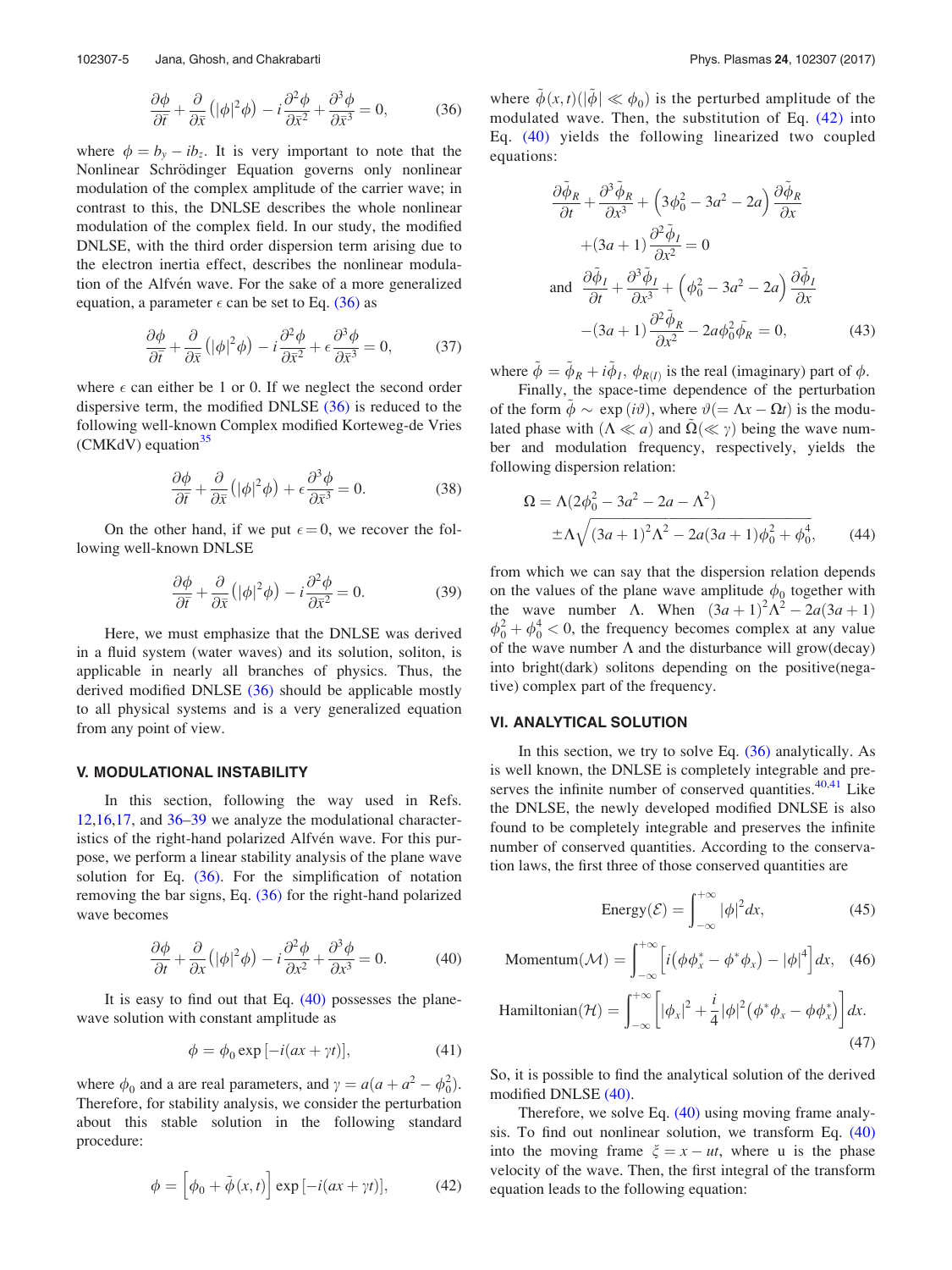$$\frac{\partial \phi}{\partial \bar{t}} + \frac{\partial}{\partial \bar{x}}\left(|\phi|^2\phi\right) - i\frac{\partial^2 \phi}{\partial \bar{x}^2} + \frac{\partial^3 \phi}{\partial \bar{x}^3} = 0, \tag{36}$$

where $\phi = b_y - ib_z$. It is very important to note that the Nonlinear Schrödinger Equation governs only nonlinear modulation of the complex amplitude of the carrier wave; in contrast to this, the DNLSE describes the whole nonlinear modulation of the complex field. In our study, the modified DNLSE, with the third order dispersion term arising due to the electron inertia effect, describes the nonlinear modulation of the Alfvén wave. For the sake of a more generalized equation, a parameter $\epsilon$ can be set to Eq. (36) as

$$\frac{\partial \phi}{\partial \bar{t}} + \frac{\partial}{\partial \bar{x}}\left(|\phi|^2\phi\right) - i\frac{\partial^2 \phi}{\partial \bar{x}^2} + \epsilon\frac{\partial^3 \phi}{\partial \bar{x}^3} = 0, \tag{37}$$

where $\epsilon$ can either be 1 or 0. If we neglect the second order dispersive term, the modified DNLSE (36) is reduced to the following well-known Complex modified Korteweg-de Vries (CMKdV) equation[35]

$$\frac{\partial \phi}{\partial \bar{t}} + \frac{\partial}{\partial \bar{x}}\left(|\phi|^2\phi\right) + \epsilon\frac{\partial^3 \phi}{\partial \bar{x}^3} = 0. \tag{38}$$

On the other hand, if we put $\epsilon = 0$, we recover the following well-known DNLSE

$$\frac{\partial \phi}{\partial \bar{t}} + \frac{\partial}{\partial \bar{x}}\left(|\phi|^2\phi\right) - i\frac{\partial^2 \phi}{\partial \bar{x}^2} = 0. \tag{39}$$

Here, we must emphasize that the DNLSE was derived in a fluid system (water waves) and its solution, soliton, is applicable in nearly all branches of physics. Thus, the derived modified DNLSE (36) should be applicable mostly to all physical systems and is a very generalized equation from any point of view.

## V. MODULATIONAL INSTABILITY

In this section, following the way used in Refs. 12,16,17, and 36–39 we analyze the modulational characteristics of the right-hand polarized Alfvén wave. For this purpose, we perform a linear stability analysis of the plane wave solution for Eq. (36). For the simplification of notation removing the bar signs, Eq. (36) for the right-hand polarized wave becomes

$$\frac{\partial \phi}{\partial t} + \frac{\partial}{\partial x}\left(|\phi|^2\phi\right) - i\frac{\partial^2 \phi}{\partial x^2} + \frac{\partial^3 \phi}{\partial x^3} = 0. \tag{40}$$

It is easy to find out that Eq. (40) possesses the plane-wave solution with constant amplitude as

$$\phi = \phi_0 \exp\left[-i(ax + \gamma t)\right], \tag{41}$$

where $\phi_0$ and a are real parameters, and $\gamma = a(a + a^2 - \phi_0^2)$. Therefore, for stability analysis, we consider the perturbation about this stable solution in the following standard procedure:

$$\phi = \left[\phi_0 + \tilde{\phi}(x,t)\right] \exp\left[-i(ax + \gamma t)\right], \tag{42}$$

where $\tilde{\phi}(x,t)(|\tilde{\phi}| \ll \phi_0)$ is the perturbed amplitude of the modulated wave. Then, the substitution of Eq. (42) into Eq. (40) yields the following linearized two coupled equations:

$$\begin{aligned}
&\frac{\partial \tilde{\phi}_R}{\partial t} + \frac{\partial^3 \tilde{\phi}_R}{\partial x^3} + \left(3\phi_0^2 - 3a^2 - 2a\right)\frac{\partial \tilde{\phi}_R}{\partial x} \\
&\quad + (3a+1)\frac{\partial^2 \tilde{\phi}_I}{\partial x^2} = 0 \\
\text{and}\quad &\frac{\partial \tilde{\phi}_I}{\partial t} + \frac{\partial^3 \tilde{\phi}_I}{\partial x^3} + \left(\phi_0^2 - 3a^2 - 2a\right)\frac{\partial \tilde{\phi}_I}{\partial x} \\
&\quad - (3a+1)\frac{\partial^2 \tilde{\phi}_R}{\partial x^2} - 2a\phi_0^2\tilde{\phi}_R = 0,
\end{aligned} \tag{43}$$

where $\tilde{\phi} = \tilde{\phi}_R + i\tilde{\phi}_I$, $\phi_{R(I)}$ is the real (imaginary) part of $\phi$.

Finally, the space-time dependence of the perturbation of the form $\tilde{\phi} \sim \exp(i\vartheta)$, where $\vartheta(= \Lambda x - \Omega t)$ is the modulated phase with $(\Lambda \ll a)$ and $\tilde{\Omega}(\ll \gamma)$ being the wave number and modulation frequency, respectively, yields the following dispersion relation:

$$\begin{aligned}
\Omega = {} & \Lambda(2\phi_0^2 - 3a^2 - 2a - \Lambda^2) \\
& \pm \Lambda\sqrt{(3a+1)^2\Lambda^2 - 2a(3a+1)\phi_0^2 + \phi_0^4},
\end{aligned} \tag{44}$$

from which we can say that the dispersion relation depends on the values of the plane wave amplitude $\phi_0$ together with the wave number $\Lambda$. When $(3a+1)^2\Lambda^2 - 2a(3a+1)\phi_0^2 + \phi_0^4 < 0$, the frequency becomes complex at any value of the wave number $\Lambda$ and the disturbance will grow(decay) into bright(dark) solitons depending on the positive(negative) complex part of the frequency.

## VI. ANALYTICAL SOLUTION

In this section, we try to solve Eq. (36) analytically. As is well known, the DNLSE is completely integrable and preserves the infinite number of conserved quantities.[40,41] Like the DNLSE, the newly developed modified DNLSE is also found to be completely integrable and preserves the infinite number of conserved quantities. According to the conservation laws, the first three of those conserved quantities are

$$\text{Energy}(\mathcal{E}) = \int_{-\infty}^{+\infty} |\phi|^2 dx, \tag{45}$$

$$\text{Momentum}(\mathcal{M}) = \int_{-\infty}^{+\infty} \left[i\left(\phi\phi_x^* - \phi^*\phi_x\right) - |\phi|^4\right] dx, \tag{46}$$

$$\text{Hamiltonian}(\mathcal{H}) = \int_{-\infty}^{+\infty} \left[|\phi_x|^2 + \frac{i}{4}|\phi|^2\left(\phi^*\phi_x - \phi\phi_x^*\right)\right] dx. \tag{47}$$

So, it is possible to find the analytical solution of the derived modified DNLSE (40).

Therefore, we solve Eq. (40) using moving frame analysis. To find out nonlinear solution, we transform Eq. (40) into the moving frame $\xi = x - ut$, where u is the phase velocity of the wave. Then, the first integral of the transform equation leads to the following equation: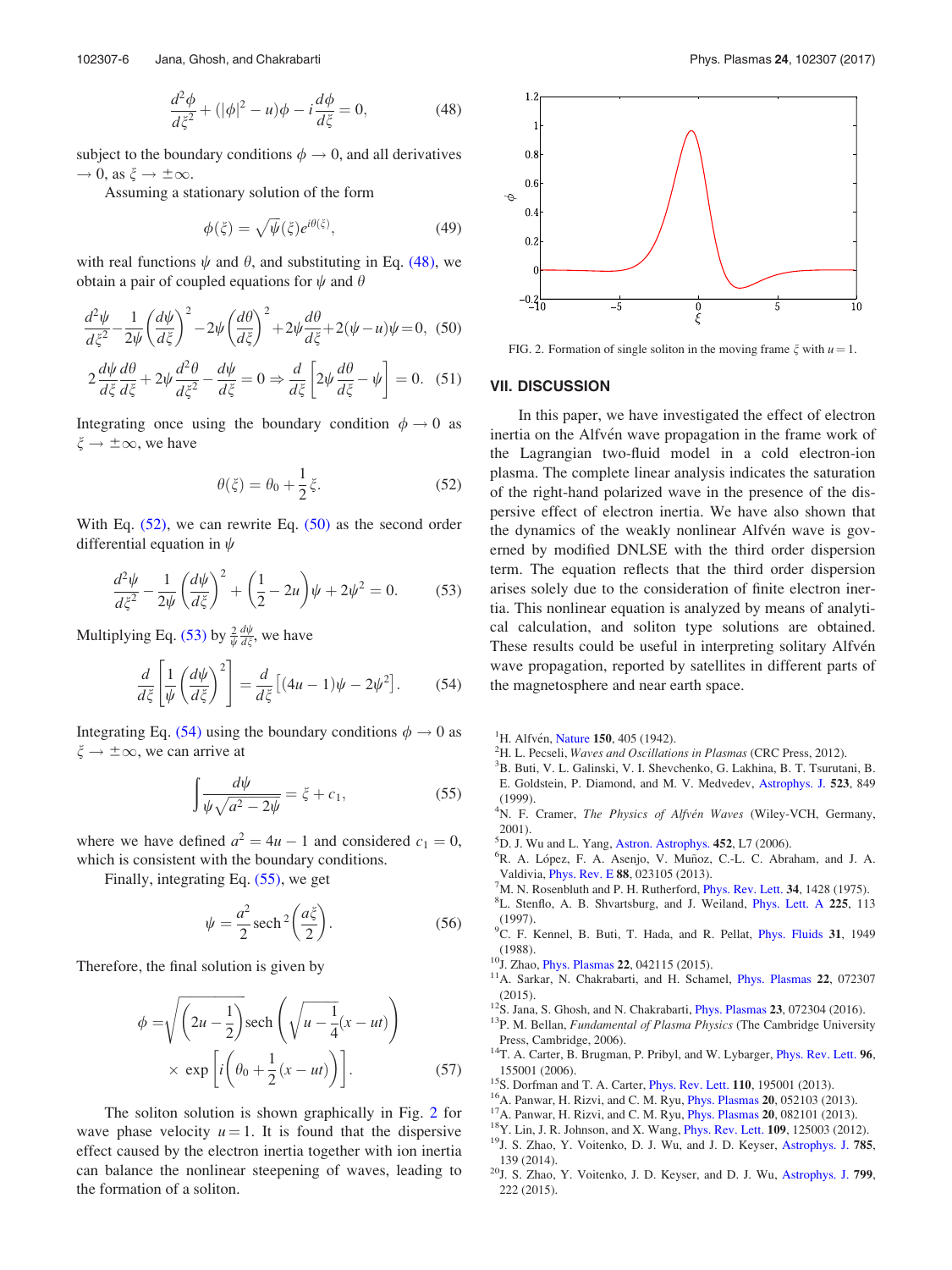$$\frac{d^2\phi}{d\xi^2} + (|\phi|^2 - u)\phi - i\frac{d\phi}{d\xi} = 0, \tag{48}$$

subject to the boundary conditions $\phi \to 0$, and all derivatives $\to 0$, as $\xi \to \pm\infty$.

Assuming a stationary solution of the form

$$\phi(\xi) = \sqrt{\psi}(\xi)e^{i\theta(\xi)}, \tag{49}$$

with real functions $\psi$ and $\theta$, and substituting in Eq. (48), we obtain a pair of coupled equations for $\psi$ and $\theta$

$$\frac{d^2\psi}{d\xi^2} - \frac{1}{2\psi}\left(\frac{d\psi}{d\xi}\right)^2 - 2\psi\left(\frac{d\theta}{d\xi}\right)^2 + 2\psi\frac{d\theta}{d\xi} + 2(\psi - u)\psi = 0, \tag{50}$$

$$2\frac{d\psi}{d\xi}\frac{d\theta}{d\xi} + 2\psi\frac{d^2\theta}{d\xi^2} - \frac{d\psi}{d\xi} = 0 \Rightarrow \frac{d}{d\xi}\left[2\psi\frac{d\theta}{d\xi} - \psi\right] = 0. \tag{51}$$

Integrating once using the boundary condition $\phi \to 0$ as $\xi \to \pm\infty$, we have

$$\theta(\xi) = \theta_0 + \frac{1}{2}\xi. \tag{52}$$

With Eq. (52), we can rewrite Eq. (50) as the second order differential equation in $\psi$

$$\frac{d^2\psi}{d\xi^2} - \frac{1}{2\psi}\left(\frac{d\psi}{d\xi}\right)^2 + \left(\frac{1}{2} - 2u\right)\psi + 2\psi^2 = 0. \tag{53}$$

Multiplying Eq. (53) by $\frac{2}{\psi}\frac{d\psi}{d\xi}$, we have

$$\frac{d}{d\xi}\left[\frac{1}{\psi}\left(\frac{d\psi}{d\xi}\right)^2\right] = \frac{d}{d\xi}\left[(4u-1)\psi - 2\psi^2\right]. \tag{54}$$

Integrating Eq. (54) using the boundary conditions $\phi \to 0$ as $\xi \to \pm\infty$, we can arrive at

$$\int \frac{d\psi}{\psi\sqrt{a^2 - 2\psi}} = \xi + c_1, \tag{55}$$

where we have defined $a^2 = 4u - 1$ and considered $c_1 = 0$, which is consistent with the boundary conditions.

Finally, integrating Eq. (55), we get

$$\psi = \frac{a^2}{2}\,\text{sech}^2\left(\frac{a\xi}{2}\right). \tag{56}$$

Therefore, the final solution is given by

$$\phi = \sqrt{\left(2u - \frac{1}{2}\right)}\,\text{sech}\left(\sqrt{u - \frac{1}{4}}(x - ut)\right) \times \exp\left[i\left(\theta_0 + \frac{1}{2}(x - ut)\right)\right]. \tag{57}$$

The soliton solution is shown graphically in Fig. 2 for wave phase velocity $u = 1$. It is found that the dispersive effect caused by the electron inertia together with ion inertia can balance the nonlinear steepening of waves, leading to the formation of a soliton.

FIG. 2. Formation of single soliton in the moving frame $\xi$ with $u = 1$.

## VII. DISCUSSION

In this paper, we have investigated the effect of electron inertia on the Alfvén wave propagation in the frame work of the Lagrangian two-fluid model in a cold electron-ion plasma. The complete linear analysis indicates the saturation of the right-hand polarized wave in the presence of the dispersive effect of electron inertia. We have also shown that the dynamics of the weakly nonlinear Alfvén wave is governed by modified DNLSE with the third order dispersion term. The equation reflects that the third order dispersion arises solely due to the consideration of finite electron inertia. This nonlinear equation is analyzed by means of analytical calculation, and soliton type solutions are obtained. These results could be useful in interpreting solitary Alfvén wave propagation, reported by satellites in different parts of the magnetosphere and near earth space.

[1] H. Alfvén, Nature 150, 405 (1942).
[2] H. L. Pecseli, *Waves and Oscillations in Plasmas* (CRC Press, 2012).
[3] B. Buti, V. L. Galinski, I. Shevchenko, G. Lakhina, B. T. Tsurutani, B. E. Goldstein, P. Diamond, and M. V. Medvedev, Astrophys. J. 523, 849 (1999).
[4] N. F. Cramer, *The Physics of Alfvén Waves* (Wiley-VCH, Germany, 2001).
[5] D. J. Wu and L. Yang, Astron. Astrophys. 452, L7 (2006).
[6] R. A. López, F. A. Asenjo, V. Muñoz, C.-L. C. Abraham, and J. A. Valdivia, Phys. Rev. E 88, 023105 (2013).
[7] M. N. Rosenbluth and P. H. Rutherford, Phys. Rev. Lett. 34, 1428 (1975).
[8] L. Stenflo, A. B. Shvartsburg, and J. Weiland, Phys. Lett. A 225, 113 (1997).
[9] C. F. Kennel, B. Buti, T. Hada, and R. Pellat, Phys. Fluids 31, 1949 (1988).
[10] J. Zhao, Phys. Plasmas 22, 042115 (2015).
[11] A. Sarkar, N. Chakrabarti, and H. Schamel, Phys. Plasmas 22, 072307 (2015).
[12] S. Jana, S. Ghosh, and N. Chakrabarti, Phys. Plasmas 23, 072304 (2016).
[13] P. M. Bellan, *Fundamental of Plasma Physics* (The Cambridge University Press, Cambridge, 2006).
[14] T. A. Carter, B. Brugman, P. Pribyl, and W. Lybarger, Phys. Rev. Lett. 96, 155001 (2006).
[15] S. Dorfman and T. A. Carter, Phys. Rev. Lett. 110, 195001 (2013).
[16] A. Panwar, H. Rizvi, and C. M. Ryu, Phys. Plasmas 20, 052103 (2013).
[17] A. Panwar, H. Rizvi, and C. M. Ryu, Phys. Plasmas 20, 082101 (2013).
[18] Y. Lin, J. R. Johnson, and X. Wang, Phys. Rev. Lett. 109, 125003 (2012).
[19] J. S. Zhao, Y. Voitenko, D. J. Wu, and J. D. Keyser, Astrophys. J. 785, 139 (2014).
[20] J. S. Zhao, Y. Voitenko, J. D. Keyser, and D. J. Wu, Astrophys. J. 799, 222 (2015).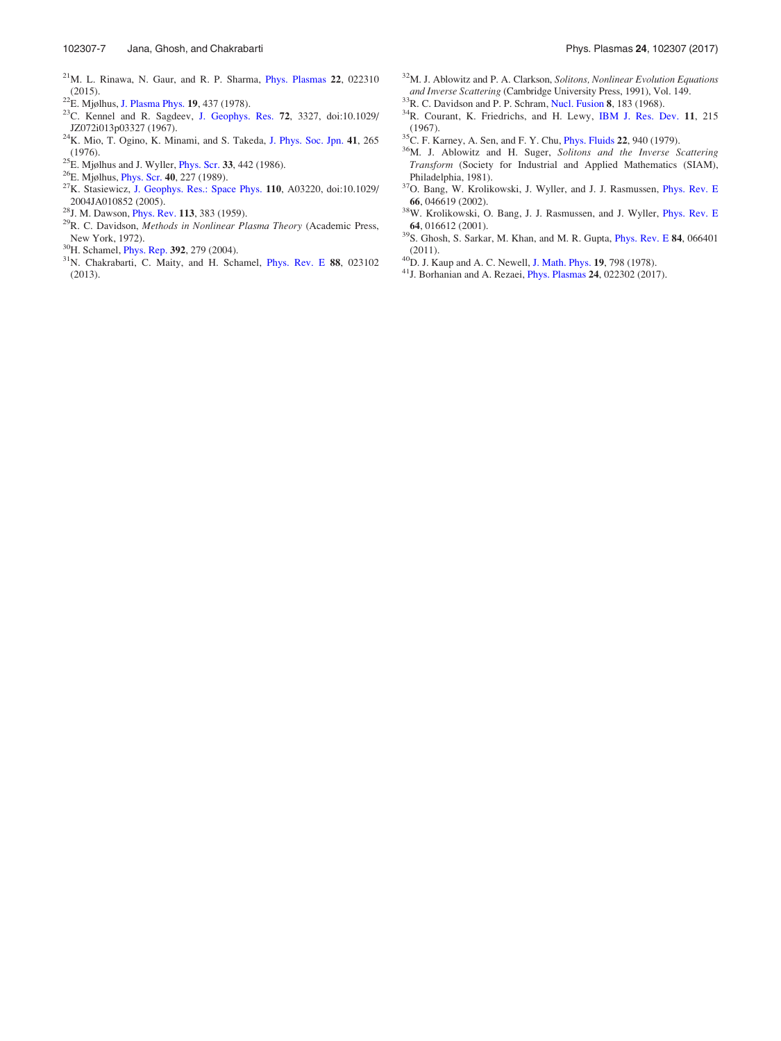[21] M. L. Rinawa, N. Gaur, and R. P. Sharma, Phys. Plasmas **22**, 022310 (2015).

[22] E. Mjølhus, J. Plasma Phys. **19**, 437 (1978).

[23] C. Kennel and R. Sagdeev, J. Geophys. Res. **72**, 3327, doi:10.1029/JZ072i013p03327 (1967).

[24] K. Mio, T. Ogino, K. Minami, and S. Takeda, J. Phys. Soc. Jpn. **41**, 265 (1976).

[25] E. Mjølhus and J. Wyller, Phys. Scr. **33**, 442 (1986).

[26] E. Mjølhus, Phys. Scr. **40**, 227 (1989).

[27] K. Stasiewicz, J. Geophys. Res.: Space Phys. **110**, A03220, doi:10.1029/2004JA010852 (2005).

[28] J. M. Dawson, Phys. Rev. **113**, 383 (1959).

[29] R. C. Davidson, *Methods in Nonlinear Plasma Theory* (Academic Press, New York, 1972).

[30] H. Schamel, Phys. Rep. **392**, 279 (2004).

[31] N. Chakrabarti, C. Maity, and H. Schamel, Phys. Rev. E **88**, 023102 (2013).

[32] M. J. Ablowitz and P. A. Clarkson, *Solitons, Nonlinear Evolution Equations and Inverse Scattering* (Cambridge University Press, 1991), Vol. 149.

[33] R. C. Davidson and P. P. Schram, Nucl. Fusion **8**, 183 (1968).

[34] R. Courant, K. Friedrichs, and H. Lewy, IBM J. Res. Dev. **11**, 215 (1967).

[35] C. F. Karney, A. Sen, and F. Y. Chu, Phys. Fluids **22**, 940 (1979).

[36] M. J. Ablowitz and H. Suger, *Solitons and the Inverse Scattering Transform* (Society for Industrial and Applied Mathematics (SIAM), Philadelphia, 1981).

[37] O. Bang, W. Krolikowski, J. Wyller, and J. J. Rasmussen, Phys. Rev. E **66**, 046619 (2002).

[38] W. Krolikowski, O. Bang, J. J. Rasmussen, and J. Wyller, Phys. Rev. E **64**, 016612 (2001).

[39] S. Ghosh, S. Sarkar, M. Khan, and M. R. Gupta, Phys. Rev. E **84**, 066401 (2011).

[40] D. J. Kaup and A. C. Newell, J. Math. Phys. **19**, 798 (1978).

[41] J. Borhanian and A. Rezaei, Phys. Plasmas **24**, 022302 (2017).